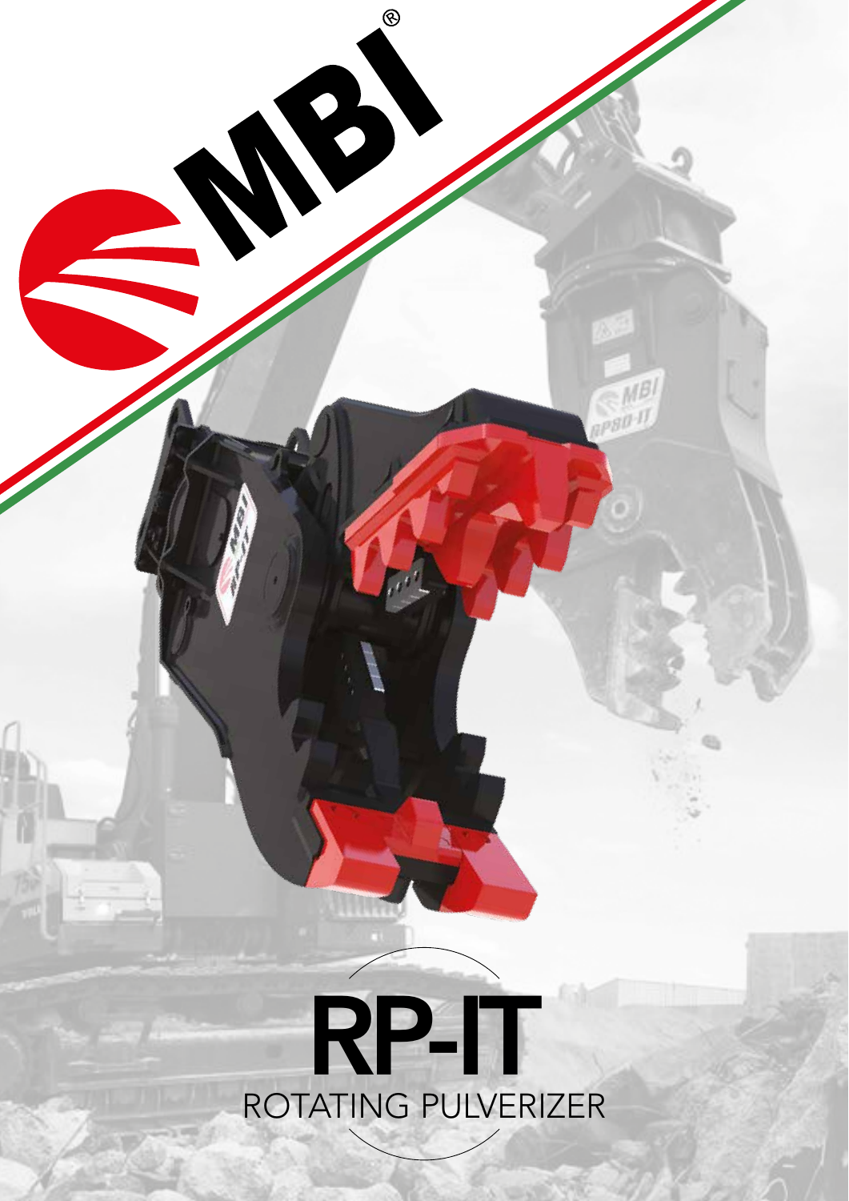MBI®

# RP-IT

ROTATING PULVERIZER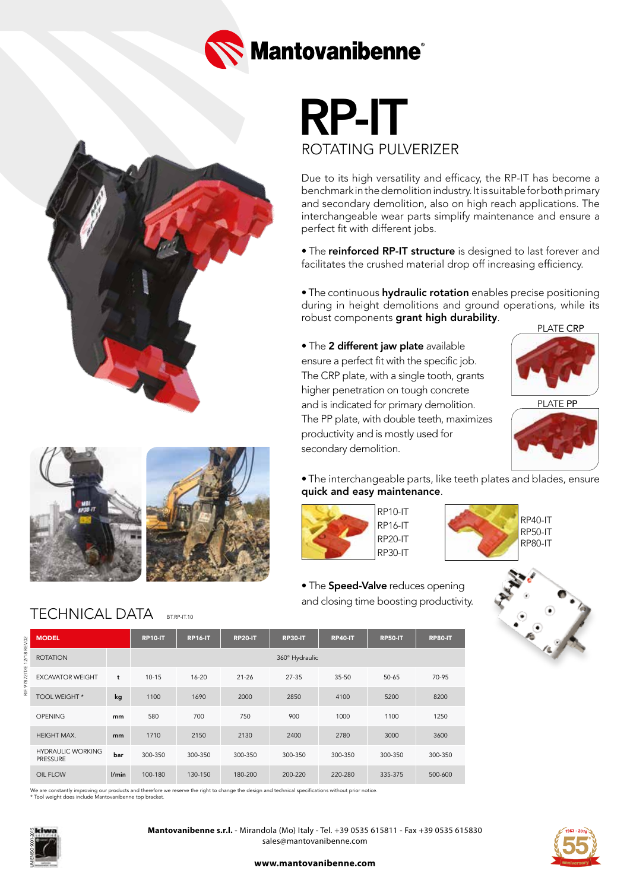Mantovanibenne®

# RP-IT

## ROTATING PULVERIZER

Due to its high versatility and efficacy, the RP-IT has become a benchmark in the demolition industry. It is suitable for both primary and secondary demolition, also on high reach applications. The interchangeable wear parts simplify maintenance and ensure a perfect fit with different jobs.

• The **reinforced RP-IT structure** is designed to last forever and facilitates the crushed material drop off increasing efficiency.

• The continuous **hydraulic rotation** enables precise positioning during in height demolitions and ground operations, while its robust components **grant high durability**.

• The **2 different jaw plate** available ensure a perfect fit with the specific job. The CRP plate, with a single tooth, grants higher penetration on tough concrete and is indicated for primary demolition. The PP plate, with double teeth, maximizes productivity and is mostly used for secondary demolition.

PLATE CRP

PLATE PP

• The interchangeable parts, like teeth plates and blades, ensure **quick and easy maintenance**.

RP10-IT
RP16-IT
RP20-IT
RP30-IT

RP40-IT
RP50-IT
RP80-IT

• The **Speed-Valve** reduces opening and closing time boosting productivity.

## TECHNICAL DATA

BT.RP-IT.10

| MODEL | | RP10-IT | RP16-IT | RP20-IT | RP30-IT | RP40-IT | RP50-IT | RP80-IT |
|---|---|---|---|---|---|---|---|---|
| ROTATION | | 360° Hydraulic | | | | | | |
| EXCAVATOR WEIGHT | t | 10-15 | 16-20 | 21-26 | 27-35 | 35-50 | 50-65 | 70-95 |
| TOOL WEIGHT * | kg | 1100 | 1690 | 2000 | 2850 | 4100 | 5200 | 8200 |
| OPENING | mm | 580 | 700 | 750 | 900 | 1000 | 1100 | 1250 |
| HEIGHT MAX. | mm | 1710 | 2150 | 2130 | 2400 | 2780 | 3000 | 3600 |
| HYDRAULIC WORKING PRESSURE | bar | 300-350 | 300-350 | 300-350 | 300-350 | 300-350 | 300-350 | 300-350 |
| OIL FLOW | l/min | 100-180 | 130-150 | 180-200 | 200-220 | 220-280 | 335-375 | 500-600 |

We are constantly improving our products and therefore we reserve the right to change the design and technical specifications without prior notice.
* Tool weight does include Mantovanibenne top bracket.

REF. 97872/T/E 12/18 REV.02

**Mantovanibenne s.r.l.** - Mirandola (Mo) Italy - Tel. +39 0535 615811 - Fax +39 0535 615830
sales@mantovanibenne.com

**www.mantovanibenne.com**

UNI EN ISO 9001:2015

1963 - 2018 55 anniversary